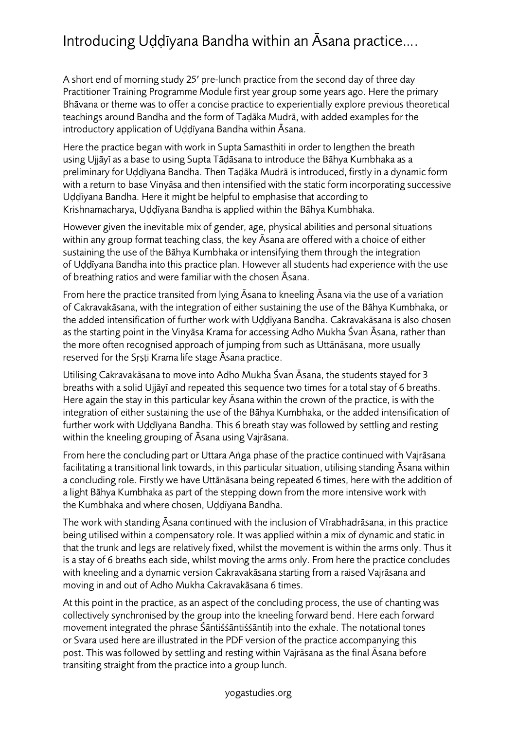# Introducing Uḍḍīyana Bandha within an Āsana practice….

A short end of morning study 25′ pre-lunch practice from the second day of three day Practitioner Training Programme Module first year group some years ago. Here the primary Bhāvana or theme was to offer a concise practice to experientially explore previous theoretical teachings around Bandha and the form of Taḍāka Mudrā, with added examples for the introductory application of Uḍḍīyana Bandha within Āsana.

Here the practice began with work in Supta Samasthiti in order to lengthen the breath using Ujjāyī as a base to using Supta Tāḍāsana to introduce the Bāhya Kumbhaka as a preliminary for Uḍḍīyana Bandha. Then Taḍāka Mudrā is introduced, firstly in a dynamic form with a return to base Vinyāsa and then intensified with the static form incorporating successive Uḍḍīyana Bandha. Here it might be helpful to emphasise that according to Krishnamacharya, Uḍḍīyana Bandha is applied within the Bāhya Kumbhaka.

However given the inevitable mix of gender, age, physical abilities and personal situations within any group format teaching class, the key Āsana are offered with a choice of either sustaining the use of the Bāhya Kumbhaka or intensifying them through the integration of Uḍḍīyana Bandha into this practice plan. However all students had experience with the use of breathing ratios and were familiar with the chosen Āsana.

From here the practice transited from lying Āsana to kneeling Āsana via the use of a variation of Cakravakāsana, with the integration of either sustaining the use of the Bāhya Kumbhaka, or the added intensification of further work with Uḍḍīyana Bandha. Cakravakāsana is also chosen as the starting point in the Vinyāsa Krama for accessing Adho Mukha Śvan Āsana, rather than the more often recognised approach of jumping from such as Uttānāsana, more usually reserved for the Sṛṣṭi Krama life stage Āsana practice.

Utilising Cakravakāsana to move into Adho Mukha Śvan Āsana, the students stayed for 3 breaths with a solid Ujjāyī and repeated this sequence two times for a total stay of 6 breaths. Here again the stay in this particular key Āsana within the crown of the practice, is with the integration of either sustaining the use of the Bāhya Kumbhaka, or the added intensification of further work with Uḍḍīyana Bandha. This 6 breath stay was followed by settling and resting within the kneeling grouping of Āsana using Vajrāsana.

From here the concluding part or Uttara Aṅga phase of the practice continued with Vajrāsana facilitating a transitional link towards, in this particular situation, utilising standing Āsana within a concluding role. Firstly we have Uttānāsana being repeated 6 times, here with the addition of a light Bāhya Kumbhaka as part of the stepping down from the more intensive work with the Kumbhaka and where chosen, Uḍḍīyana Bandha.

The work with standing Āsana continued with the inclusion of Vīrabhadrāsana, in this practice being utilised within a compensatory role. It was applied within a mix of dynamic and static in that the trunk and legs are relatively fixed, whilst the movement is within the arms only. Thus it is a stay of 6 breaths each side, whilst moving the arms only. From here the practice concludes with kneeling and a dynamic version Cakravakāsana starting from a raised Vajrāsana and moving in and out of Adho Mukha Cakravakāsana 6 times.

At this point in the practice, as an aspect of the concluding process, the use of chanting was collectively synchronised by the group into the kneeling forward bend. Here each forward movement integrated the phrase Śāntiśśāntiśśāntiḥ into the exhale. The notational tones or Svara used here are illustrated in the PDF version of the practice accompanying this post. This was followed by settling and resting within Vajrāsana as the final Āsana before transiting straight from the practice into a group lunch.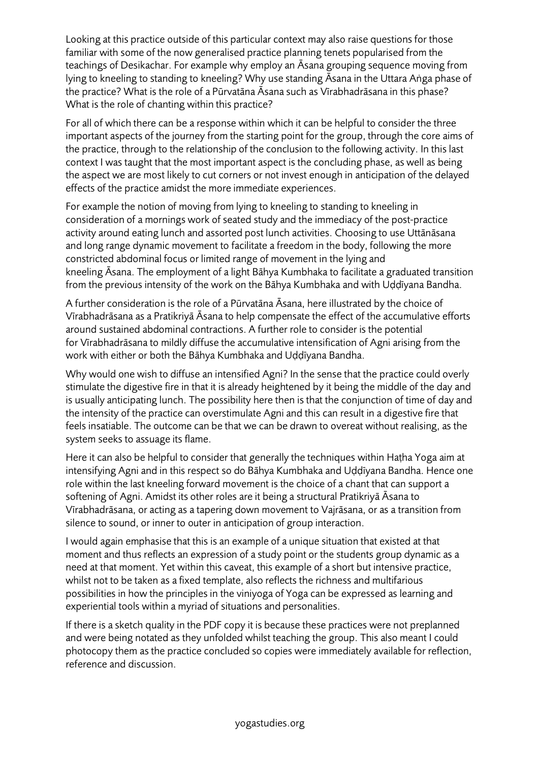Looking at this practice outside of this particular context may also raise questions for those familiar with some of the now generalised practice planning tenets popularised from the teachings of Desikachar. For example why employ an Āsana grouping sequence moving from lying to kneeling to standing to kneeling? Why use standing Āsana in the Uttara Aṅga phase of the practice? What is the role of a Pūrvatāna Āsana such as Vīrabhadrāsana in this phase? What is the role of chanting within this practice?

For all of which there can be a response within which it can be helpful to consider the three important aspects of the journey from the starting point for the group, through the core aims of the practice, through to the relationship of the conclusion to the following activity. In this last context I was taught that the most important aspect is the concluding phase, as well as being the aspect we are most likely to cut corners or not invest enough in anticipation of the delayed effects of the practice amidst the more immediate experiences.

For example the notion of moving from lying to kneeling to standing to kneeling in consideration of a mornings work of seated study and the immediacy of the post-practice activity around eating lunch and assorted post lunch activities. Choosing to use Uttānāsana and long range dynamic movement to facilitate a freedom in the body, following the more constricted abdominal focus or limited range of movement in the lying and kneeling Āsana. The employment of a light Bāhya Kumbhaka to facilitate a graduated transition from the previous intensity of the work on the Bāhya Kumbhaka and with Uḍḍīyana Bandha.

A further consideration is the role of a Pūrvatāna Āsana, here illustrated by the choice of Vīrabhadrāsana as a Pratikriyā Āsana to help compensate the effect of the accumulative efforts around sustained abdominal contractions. A further role to consider is the potential for Vīrabhadrāsana to mildly diffuse the accumulative intensification of Agni arising from the work with either or both the Bāhya Kumbhaka and Uḍḍīyana Bandha.

Why would one wish to diffuse an intensified Agni? In the sense that the practice could overly stimulate the digestive fire in that it is already heightened by it being the middle of the day and is usually anticipating lunch. The possibility here then is that the conjunction of time of day and the intensity of the practice can overstimulate Agni and this can result in a digestive fire that feels insatiable. The outcome can be that we can be drawn to overeat without realising, as the system seeks to assuage its flame.

Here it can also be helpful to consider that generally the techniques within Haṭha Yoga aim at intensifying Agni and in this respect so do Bāhya Kumbhaka and Uḍḍīyana Bandha. Hence one role within the last kneeling forward movement is the choice of a chant that can support a softening of Agni. Amidst its other roles are it being a structural Pratikriyā Āsana to Vīrabhadrāsana, or acting as a tapering down movement to Vajrāsana, or as a transition from silence to sound, or inner to outer in anticipation of group interaction.

I would again emphasise that this is an example of a unique situation that existed at that moment and thus reflects an expression of a study point or the students group dynamic as a need at that moment. Yet within this caveat, this example of a short but intensive practice, whilst not to be taken as a fixed template, also reflects the richness and multifarious possibilities in how the principles in the viniyoga of Yoga can be expressed as learning and experiential tools within a myriad of situations and personalities.

If there is a sketch quality in the PDF copy it is because these practices were not preplanned and were being notated as they unfolded whilst teaching the group. This also meant I could photocopy them as the practice concluded so copies were immediately available for reflection, reference and discussion.